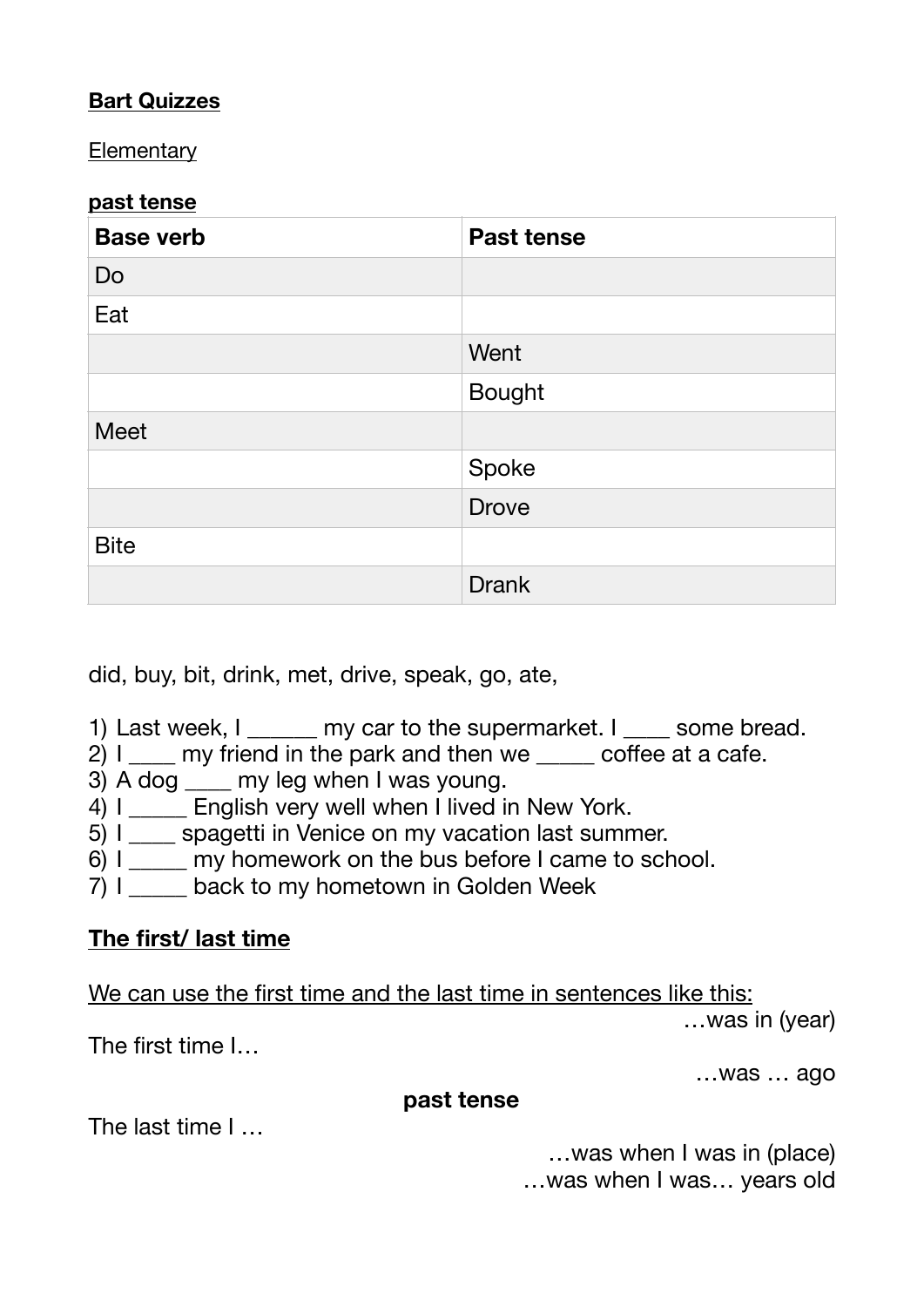**Bart Quizzes**

Elementary

**past tense**

| **Base verb** | **Past tense** |
|---|---|
| Do | |
| Eat | |
| | Went |
| | Bought |
| Meet | |
| | Spoke |
| | Drove |
| Bite | |
| | Drank |

did, buy, bit, drink, met, drive, speak, go, ate,

1) Last week, I ______ my car to the supermarket. I ____ some bread.
2) I ____ my friend in the park and then we _____ coffee at a cafe.
3) A dog ____ my leg when I was young.
4) I _____ English very well when I lived in New York.
5) I ____ spagetti in Venice on my vacation last summer.
6) I _____ my homework on the bus before I came to school.
7) I _____ back to my hometown in Golden Week

**The first/ last time**

We can use the first time and the last time in sentences like this:

The first time I…

The last time I …

**past tense**

…was in (year)

…was … ago

…was when I was in (place)

…was when I was… years old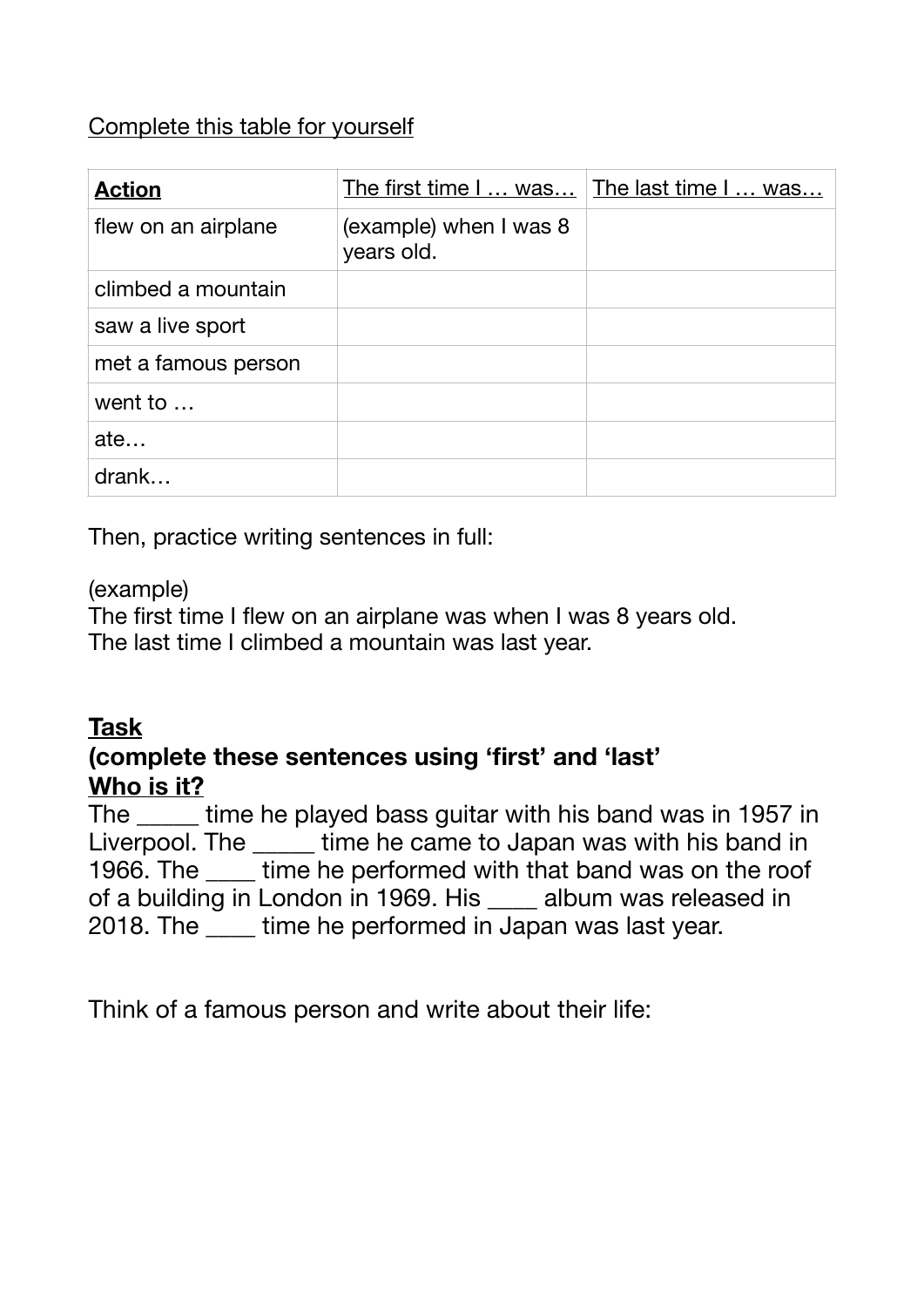Complete this table for yourself

| **Action** | The first time I … was… | The last time I … was… |
| --- | --- | --- |
| flew on an airplane | (example) when I was 8 years old. | |
| climbed a mountain | | |
| saw a live sport | | |
| met a famous person | | |
| went to … | | |
| ate… | | |
| drank… | | |

Then, practice writing sentences in full:

(example)
The first time I flew on an airplane was when I was 8 years old.
The last time I climbed a mountain was last year.

**Task**
**(complete these sentences using 'first' and 'last'**
**Who is it?**

The _____ time he played bass guitar with his band was in 1957 in Liverpool. The _____ time he came to Japan was with his band in 1966. The ____ time he performed with that band was on the roof of a building in London in 1969. His ____ album was released in 2018. The ____ time he performed in Japan was last year.

Think of a famous person and write about their life: